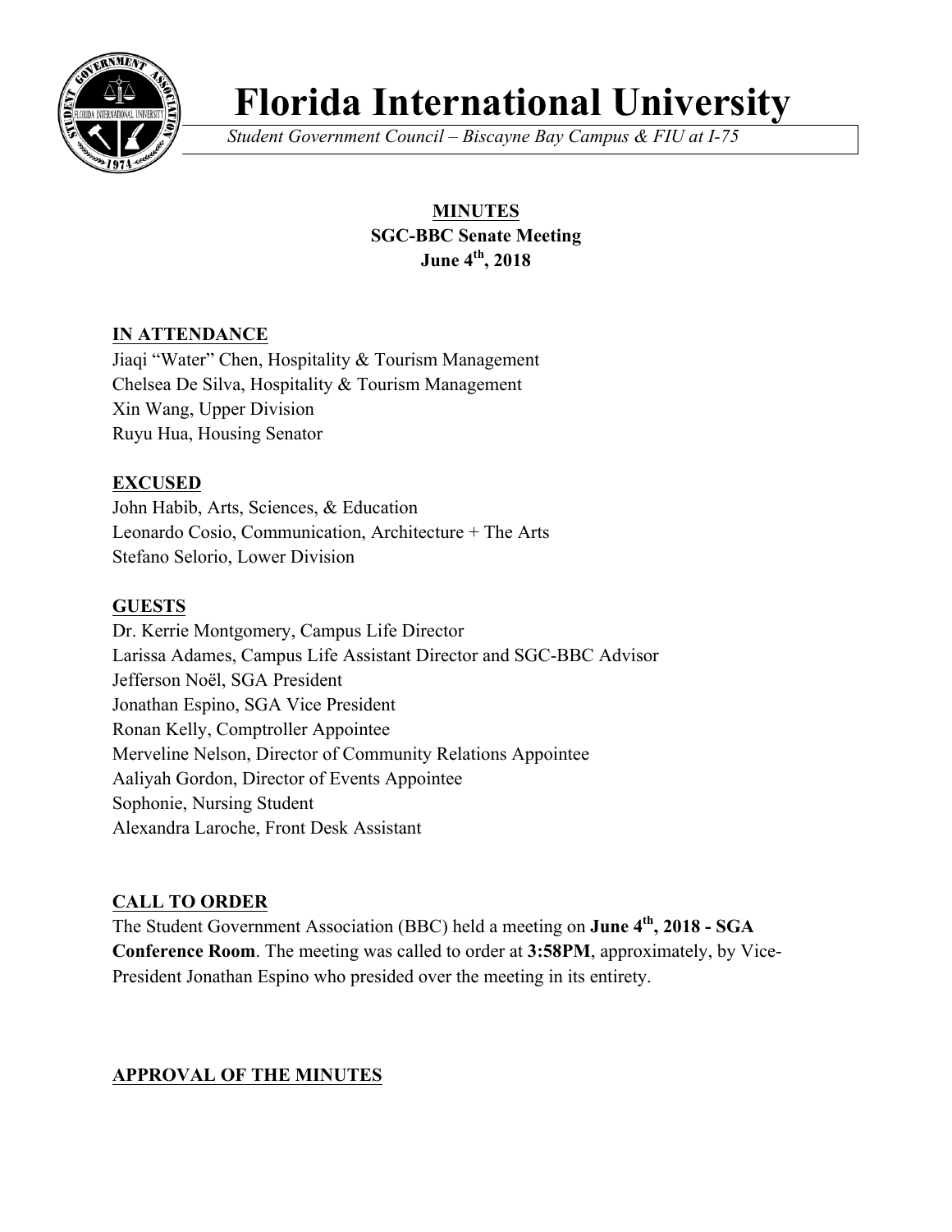# Florida International University

*Student Government Council – Biscayne Bay Campus & FIU at I-75*

**MINUTES**
**SGC-BBC Senate Meeting**
**June 4th, 2018**

## IN ATTENDANCE

Jiaqi "Water" Chen, Hospitality & Tourism Management
Chelsea De Silva, Hospitality & Tourism Management
Xin Wang, Upper Division
Ruyu Hua, Housing Senator

## EXCUSED

John Habib, Arts, Sciences, & Education
Leonardo Cosio, Communication, Architecture + The Arts
Stefano Selorio, Lower Division

## GUESTS

Dr. Kerrie Montgomery, Campus Life Director
Larissa Adames, Campus Life Assistant Director and SGC-BBC Advisor
Jefferson Noël, SGA President
Jonathan Espino, SGA Vice President
Ronan Kelly, Comptroller Appointee
Merveline Nelson, Director of Community Relations Appointee
Aaliyah Gordon, Director of Events Appointee
Sophonie, Nursing Student
Alexandra Laroche, Front Desk Assistant

## CALL TO ORDER

The Student Government Association (BBC) held a meeting on **June 4th, 2018 - SGA Conference Room**. The meeting was called to order at **3:58PM**, approximately, by Vice-President Jonathan Espino who presided over the meeting in its entirety.

## APPROVAL OF THE MINUTES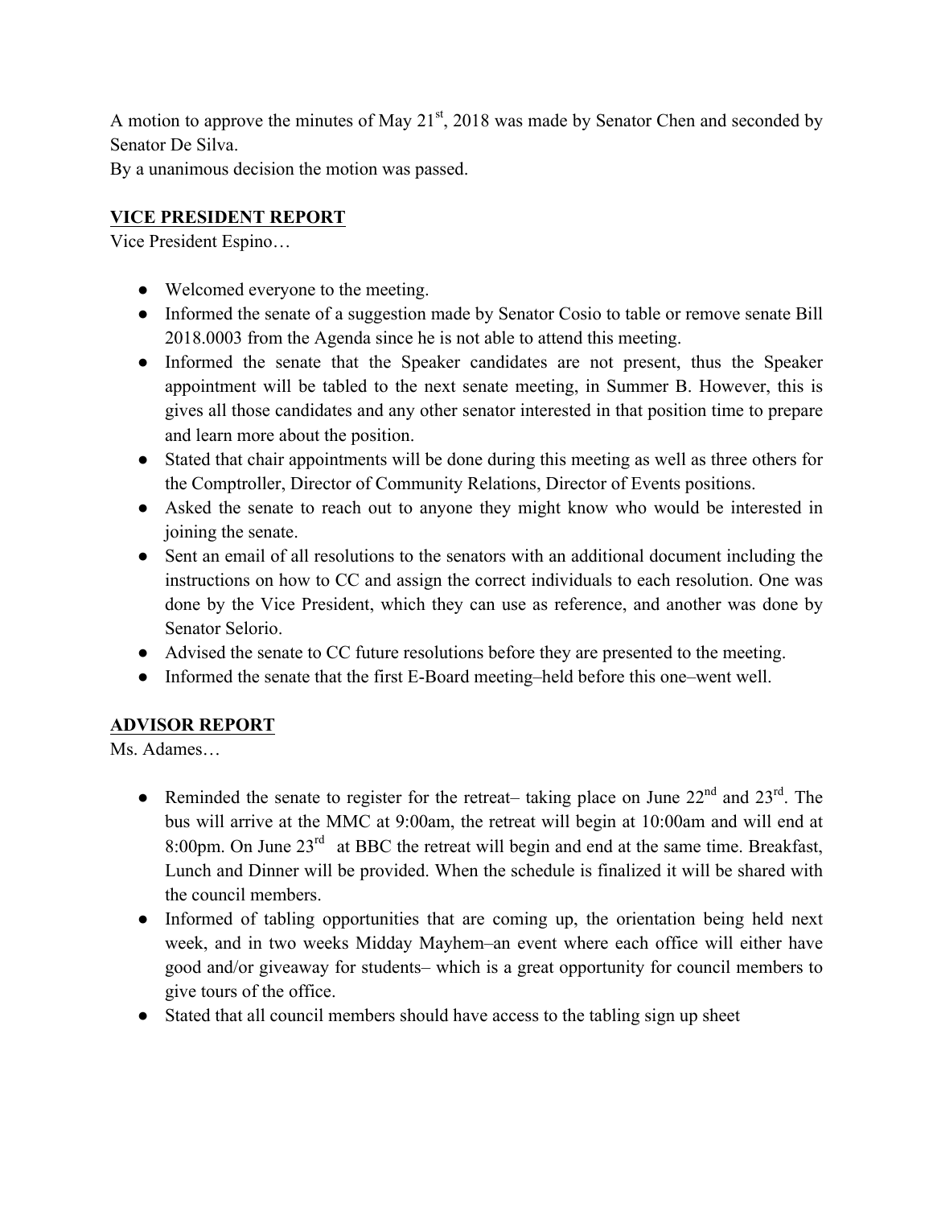A motion to approve the minutes of May 21st, 2018 was made by Senator Chen and seconded by Senator De Silva.
By a unanimous decision the motion was passed.

## VICE PRESIDENT REPORT

Vice President Espino…

- Welcomed everyone to the meeting.
- Informed the senate of a suggestion made by Senator Cosio to table or remove senate Bill 2018.0003 from the Agenda since he is not able to attend this meeting.
- Informed the senate that the Speaker candidates are not present, thus the Speaker appointment will be tabled to the next senate meeting, in Summer B. However, this is gives all those candidates and any other senator interested in that position time to prepare and learn more about the position.
- Stated that chair appointments will be done during this meeting as well as three others for the Comptroller, Director of Community Relations, Director of Events positions.
- Asked the senate to reach out to anyone they might know who would be interested in joining the senate.
- Sent an email of all resolutions to the senators with an additional document including the instructions on how to CC and assign the correct individuals to each resolution. One was done by the Vice President, which they can use as reference, and another was done by Senator Selorio.
- Advised the senate to CC future resolutions before they are presented to the meeting.
- Informed the senate that the first E-Board meeting–held before this one–went well.

## ADVISOR REPORT

Ms. Adames…

- Reminded the senate to register for the retreat– taking place on June 22nd and 23rd. The bus will arrive at the MMC at 9:00am, the retreat will begin at 10:00am and will end at 8:00pm. On June 23rd at BBC the retreat will begin and end at the same time. Breakfast, Lunch and Dinner will be provided. When the schedule is finalized it will be shared with the council members.
- Informed of tabling opportunities that are coming up, the orientation being held next week, and in two weeks Midday Mayhem–an event where each office will either have good and/or giveaway for students– which is a great opportunity for council members to give tours of the office.
- Stated that all council members should have access to the tabling sign up sheet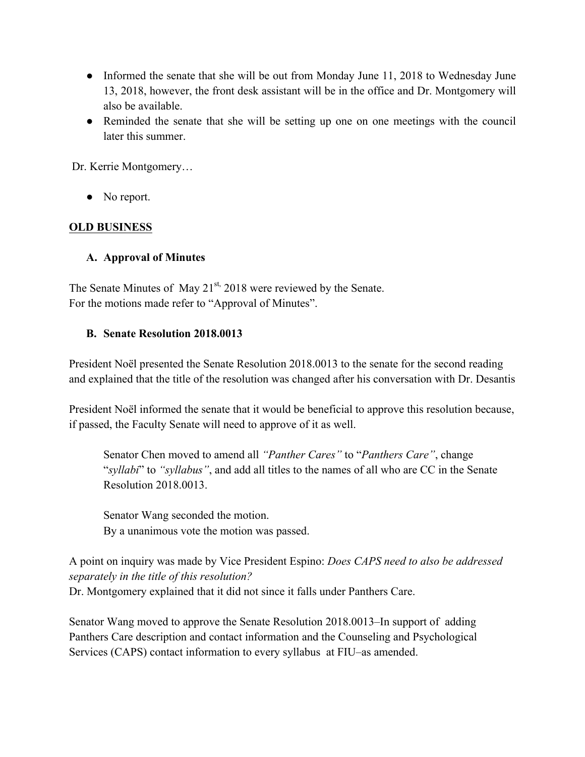- Informed the senate that she will be out from Monday June 11, 2018 to Wednesday June 13, 2018, however, the front desk assistant will be in the office and Dr. Montgomery will also be available.
- Reminded the senate that she will be setting up one on one meetings with the council later this summer.

Dr. Kerrie Montgomery…

- No report.

## OLD BUSINESS

### A. Approval of Minutes

The Senate Minutes of May 21st, 2018 were reviewed by the Senate.
For the motions made refer to "Approval of Minutes".

### B. Senate Resolution 2018.0013

President Noël presented the Senate Resolution 2018.0013 to the senate for the second reading and explained that the title of the resolution was changed after his conversation with Dr. Desantis

President Noël informed the senate that it would be beneficial to approve this resolution because, if passed, the Faculty Senate will need to approve of it as well.

> Senator Chen moved to amend all *"Panther Cares"* to "*Panthers Care"*, change "*syllabi*" to *"syllabus"*, and add all titles to the names of all who are CC in the Senate Resolution 2018.0013.
>
> Senator Wang seconded the motion.
> By a unanimous vote the motion was passed.

A point on inquiry was made by Vice President Espino: *Does CAPS need to also be addressed separately in the title of this resolution?*
Dr. Montgomery explained that it did not since it falls under Panthers Care.

Senator Wang moved to approve the Senate Resolution 2018.0013–In support of adding Panthers Care description and contact information and the Counseling and Psychological Services (CAPS) contact information to every syllabus at FIU–as amended.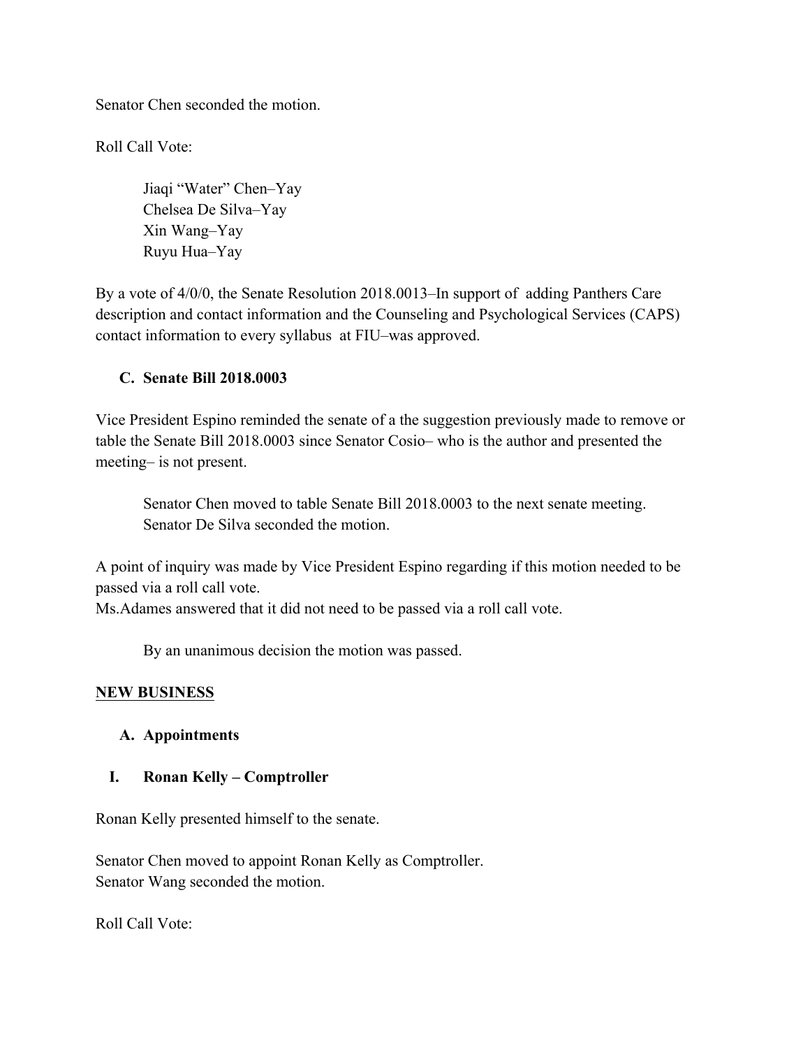Senator Chen seconded the motion.

Roll Call Vote:

> Jiaqi “Water” Chen–Yay
> Chelsea De Silva–Yay
> Xin Wang–Yay
> Ruyu Hua–Yay

By a vote of 4/0/0, the Senate Resolution 2018.0013–In support of adding Panthers Care description and contact information and the Counseling and Psychological Services (CAPS) contact information to every syllabus at FIU–was approved.

**C. Senate Bill 2018.0003**

Vice President Espino reminded the senate of a the suggestion previously made to remove or table the Senate Bill 2018.0003 since Senator Cosio– who is the author and presented the meeting– is not present.

> Senator Chen moved to table Senate Bill 2018.0003 to the next senate meeting.
> Senator De Silva seconded the motion.

A point of inquiry was made by Vice President Espino regarding if this motion needed to be passed via a roll call vote.
Ms.Adames answered that it did not need to be passed via a roll call vote.

> By an unanimous decision the motion was passed.

## NEW BUSINESS

**A. Appointments**

**I. Ronan Kelly – Comptroller**

Ronan Kelly presented himself to the senate.

Senator Chen moved to appoint Ronan Kelly as Comptroller.
Senator Wang seconded the motion.

Roll Call Vote: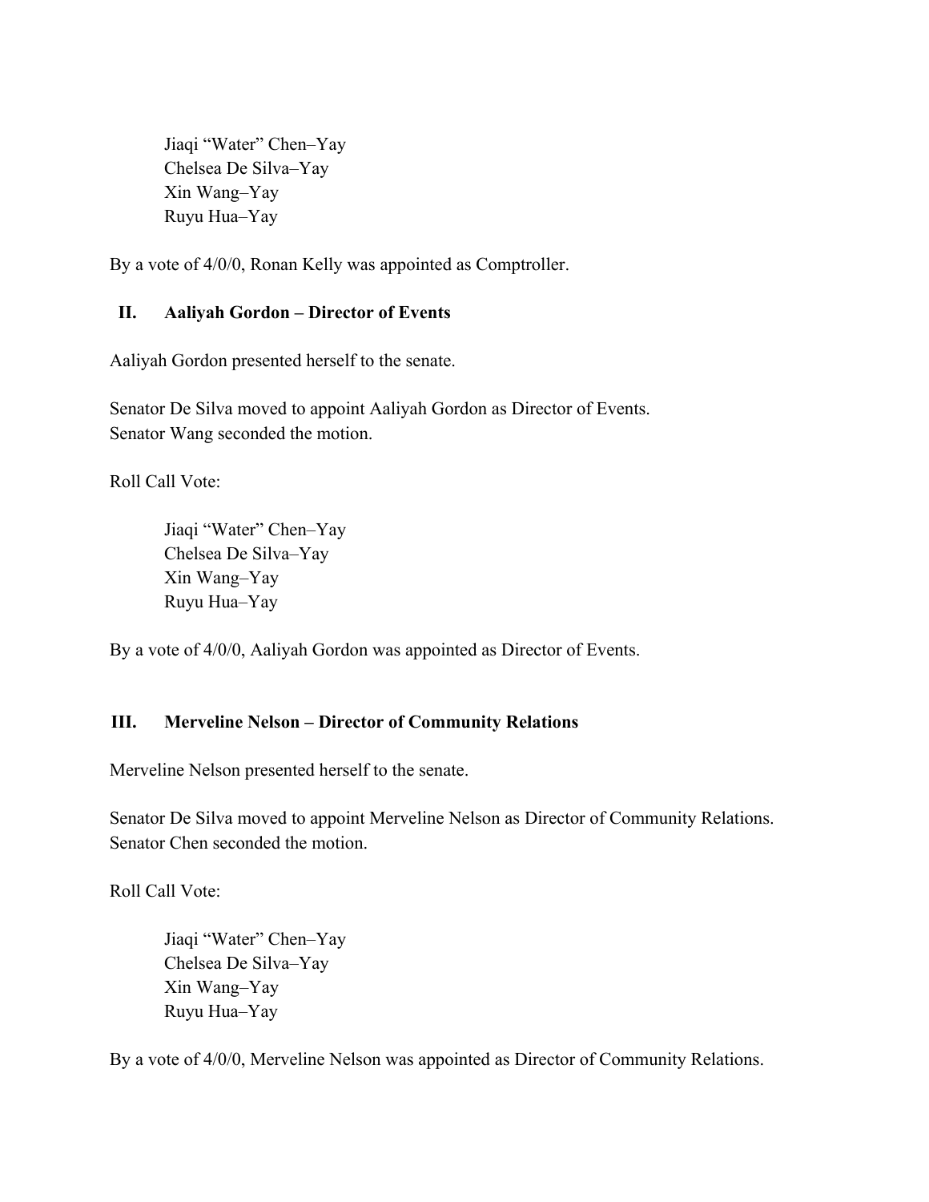Jiaqi "Water" Chen–Yay
Chelsea De Silva–Yay
Xin Wang–Yay
Ruyu Hua–Yay

By a vote of 4/0/0, Ronan Kelly was appointed as Comptroller.

### II. Aaliyah Gordon – Director of Events

Aaliyah Gordon presented herself to the senate.

Senator De Silva moved to appoint Aaliyah Gordon as Director of Events.
Senator Wang seconded the motion.

Roll Call Vote:

Jiaqi "Water" Chen–Yay
Chelsea De Silva–Yay
Xin Wang–Yay
Ruyu Hua–Yay

By a vote of 4/0/0, Aaliyah Gordon was appointed as Director of Events.

### III. Merveline Nelson – Director of Community Relations

Merveline Nelson presented herself to the senate.

Senator De Silva moved to appoint Merveline Nelson as Director of Community Relations.
Senator Chen seconded the motion.

Roll Call Vote:

Jiaqi "Water" Chen–Yay
Chelsea De Silva–Yay
Xin Wang–Yay
Ruyu Hua–Yay

By a vote of 4/0/0, Merveline Nelson was appointed as Director of Community Relations.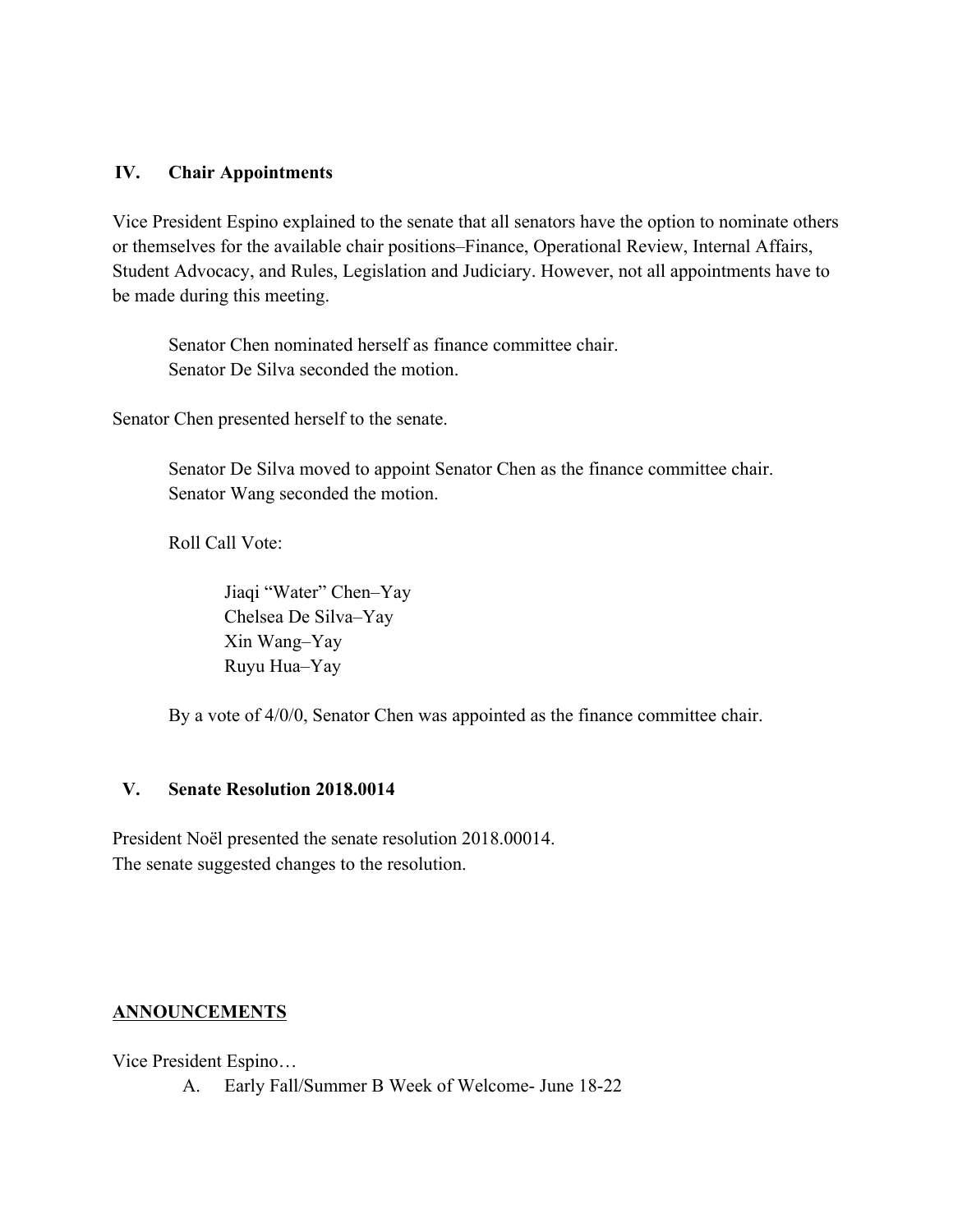## IV. Chair Appointments

Vice President Espino explained to the senate that all senators have the option to nominate others or themselves for the available chair positions–Finance, Operational Review, Internal Affairs, Student Advocacy, and Rules, Legislation and Judiciary. However, not all appointments have to be made during this meeting.

> Senator Chen nominated herself as finance committee chair.
> Senator De Silva seconded the motion.

Senator Chen presented herself to the senate.

> Senator De Silva moved to appoint Senator Chen as the finance committee chair.
> Senator Wang seconded the motion.
>
> Roll Call Vote:
>
> > Jiaqi "Water" Chen–Yay
> > Chelsea De Silva–Yay
> > Xin Wang–Yay
> > Ruyu Hua–Yay
>
> By a vote of 4/0/0, Senator Chen was appointed as the finance committee chair.

## V. Senate Resolution 2018.0014

President Noël presented the senate resolution 2018.00014.
The senate suggested changes to the resolution.

## ANNOUNCEMENTS

Vice President Espino…

A. Early Fall/Summer B Week of Welcome- June 18-22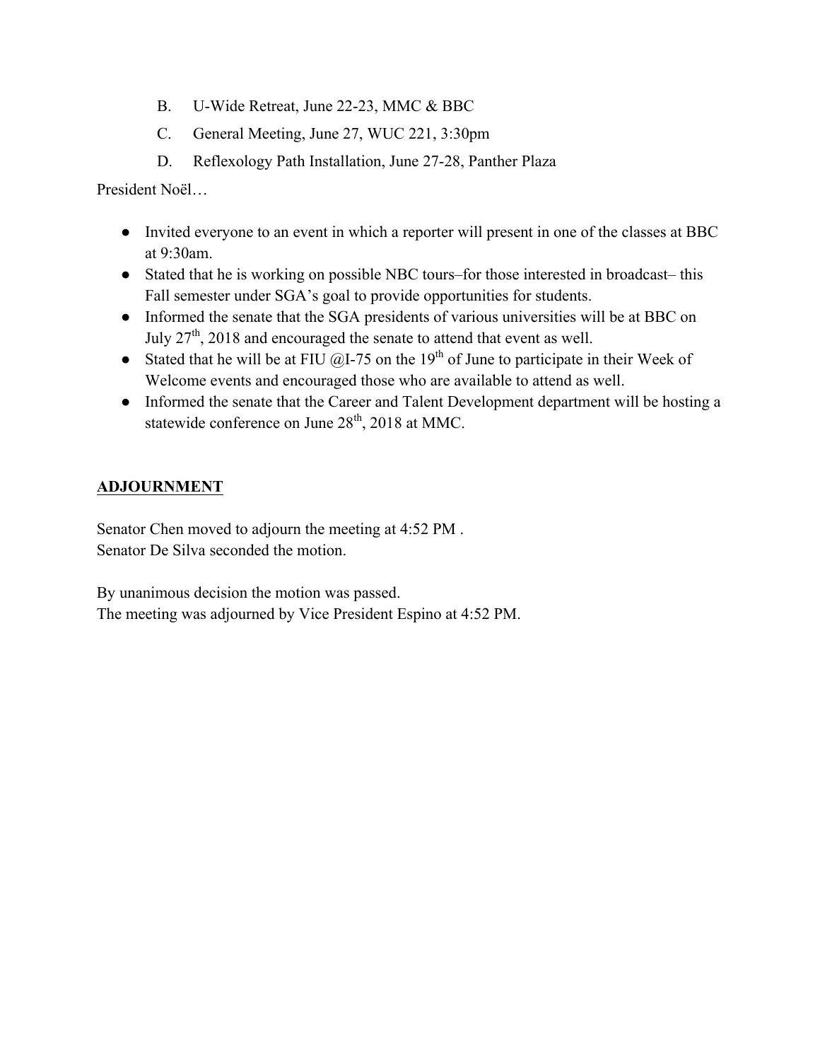B. U-Wide Retreat, June 22-23, MMC & BBC

C. General Meeting, June 27, WUC 221, 3:30pm

D. Reflexology Path Installation, June 27-28, Panther Plaza

President Noël…

- Invited everyone to an event in which a reporter will present in one of the classes at BBC at 9:30am.
- Stated that he is working on possible NBC tours–for those interested in broadcast– this Fall semester under SGA's goal to provide opportunities for students.
- Informed the senate that the SGA presidents of various universities will be at BBC on July 27th, 2018 and encouraged the senate to attend that event as well.
- Stated that he will be at FIU @I-75 on the 19th of June to participate in their Week of Welcome events and encouraged those who are available to attend as well.
- Informed the senate that the Career and Talent Development department will be hosting a statewide conference on June 28th, 2018 at MMC.

**ADJOURNMENT**

Senator Chen moved to adjourn the meeting at 4:52 PM .
Senator De Silva seconded the motion.

By unanimous decision the motion was passed.
The meeting was adjourned by Vice President Espino at 4:52 PM.